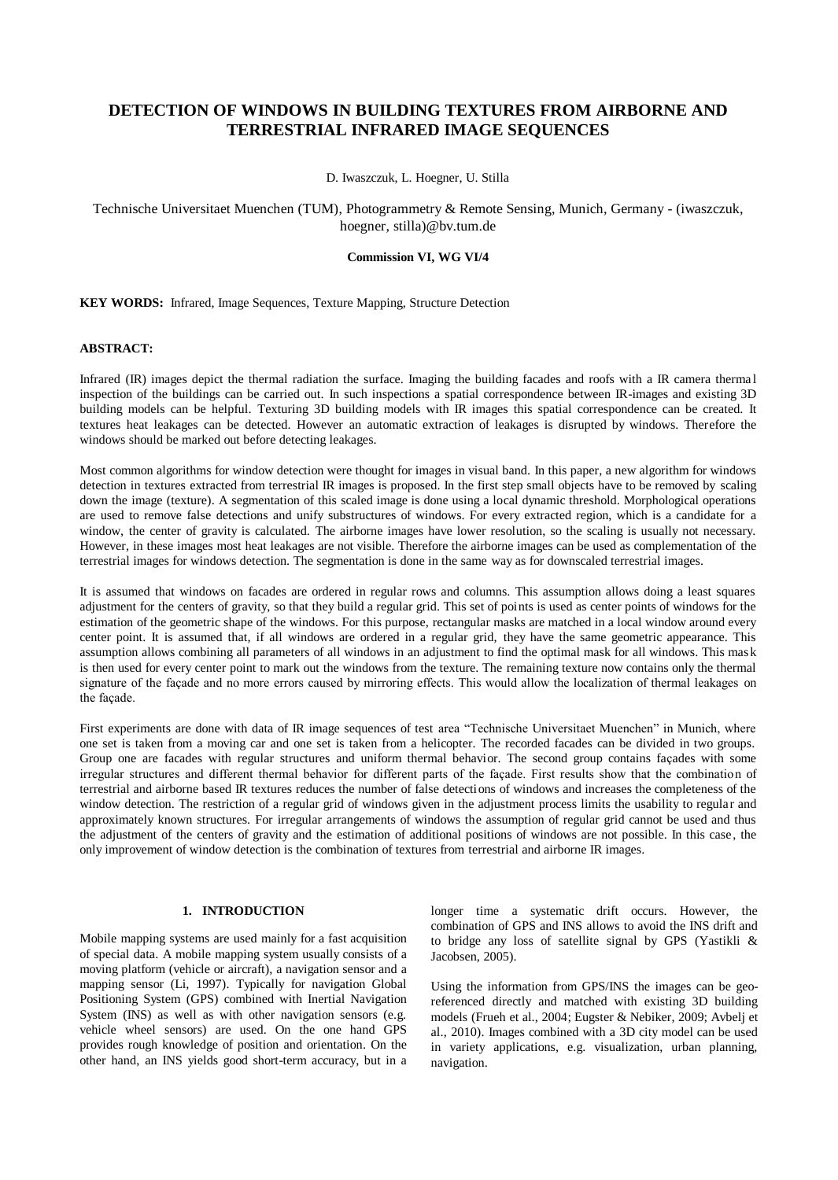# DETECTION OF WINDOWS IN BUILDING TEXTURES FROM AIRBORNE AND TERRESTRIAL INFRARED IMAGE SEQUENCES

D. Iwaszczuk, L. Hoegner, U. Stilla

Technische Universitaet Muenchen (TUM), Photogrammetry & Remote Sensing, Munich, Germany - (iwaszczuk, hoegner, stilla)@bv.tum.de

**Commission VI, WG VI/4**

**KEY WORDS:** Infrared, Image Sequences, Texture Mapping, Structure Detection

**ABSTRACT:**

Infrared (IR) images depict the thermal radiation the surface. Imaging the building facades and roofs with a IR camera thermal inspection of the buildings can be carried out. In such inspections a spatial correspondence between IR-images and existing 3D building models can be helpful. Texturing 3D building models with IR images this spatial correspondence can be created. It textures heat leakages can be detected. However an automatic extraction of leakages is disrupted by windows. Therefore the windows should be marked out before detecting leakages.

Most common algorithms for window detection were thought for images in visual band. In this paper, a new algorithm for windows detection in textures extracted from terrestrial IR images is proposed. In the first step small objects have to be removed by scaling down the image (texture). A segmentation of this scaled image is done using a local dynamic threshold. Morphological operations are used to remove false detections and unify substructures of windows. For every extracted region, which is a candidate for a window, the center of gravity is calculated. The airborne images have lower resolution, so the scaling is usually not necessary. However, in these images most heat leakages are not visible. Therefore the airborne images can be used as complementation of the terrestrial images for windows detection. The segmentation is done in the same way as for downscaled terrestrial images.

It is assumed that windows on facades are ordered in regular rows and columns. This assumption allows doing a least squares adjustment for the centers of gravity, so that they build a regular grid. This set of points is used as center points of windows for the estimation of the geometric shape of the windows. For this purpose, rectangular masks are matched in a local window around every center point. It is assumed that, if all windows are ordered in a regular grid, they have the same geometric appearance. This assumption allows combining all parameters of all windows in an adjustment to find the optimal mask for all windows. This mask is then used for every center point to mark out the windows from the texture. The remaining texture now contains only the thermal signature of the façade and no more errors caused by mirroring effects. This would allow the localization of thermal leakages on the façade.

First experiments are done with data of IR image sequences of test area "Technische Universitaet Muenchen" in Munich, where one set is taken from a moving car and one set is taken from a helicopter. The recorded facades can be divided in two groups. Group one are facades with regular structures and uniform thermal behavior. The second group contains façades with some irregular structures and different thermal behavior for different parts of the façade. First results show that the combination of terrestrial and airborne based IR textures reduces the number of false detections of windows and increases the completeness of the window detection. The restriction of a regular grid of windows given in the adjustment process limits the usability to regular and approximately known structures. For irregular arrangements of windows the assumption of regular grid cannot be used and thus the adjustment of the centers of gravity and the estimation of additional positions of windows are not possible. In this case, the only improvement of window detection is the combination of textures from terrestrial and airborne IR images.

## 1. INTRODUCTION

Mobile mapping systems are used mainly for a fast acquisition of special data. A mobile mapping system usually consists of a moving platform (vehicle or aircraft), a navigation sensor and a mapping sensor (Li, 1997). Typically for navigation Global Positioning System (GPS) combined with Inertial Navigation System (INS) as well as with other navigation sensors (e.g. vehicle wheel sensors) are used. On the one hand GPS provides rough knowledge of position and orientation. On the other hand, an INS yields good short-term accuracy, but in a longer time a systematic drift occurs. However, the combination of GPS and INS allows to avoid the INS drift and to bridge any loss of satellite signal by GPS (Yastikli & Jacobsen, 2005).

Using the information from GPS/INS the images can be geo-referenced directly and matched with existing 3D building models (Frueh et al., 2004; Eugster & Nebiker, 2009; Avbelj et al., 2010). Images combined with a 3D city model can be used in variety applications, e.g. visualization, urban planning, navigation.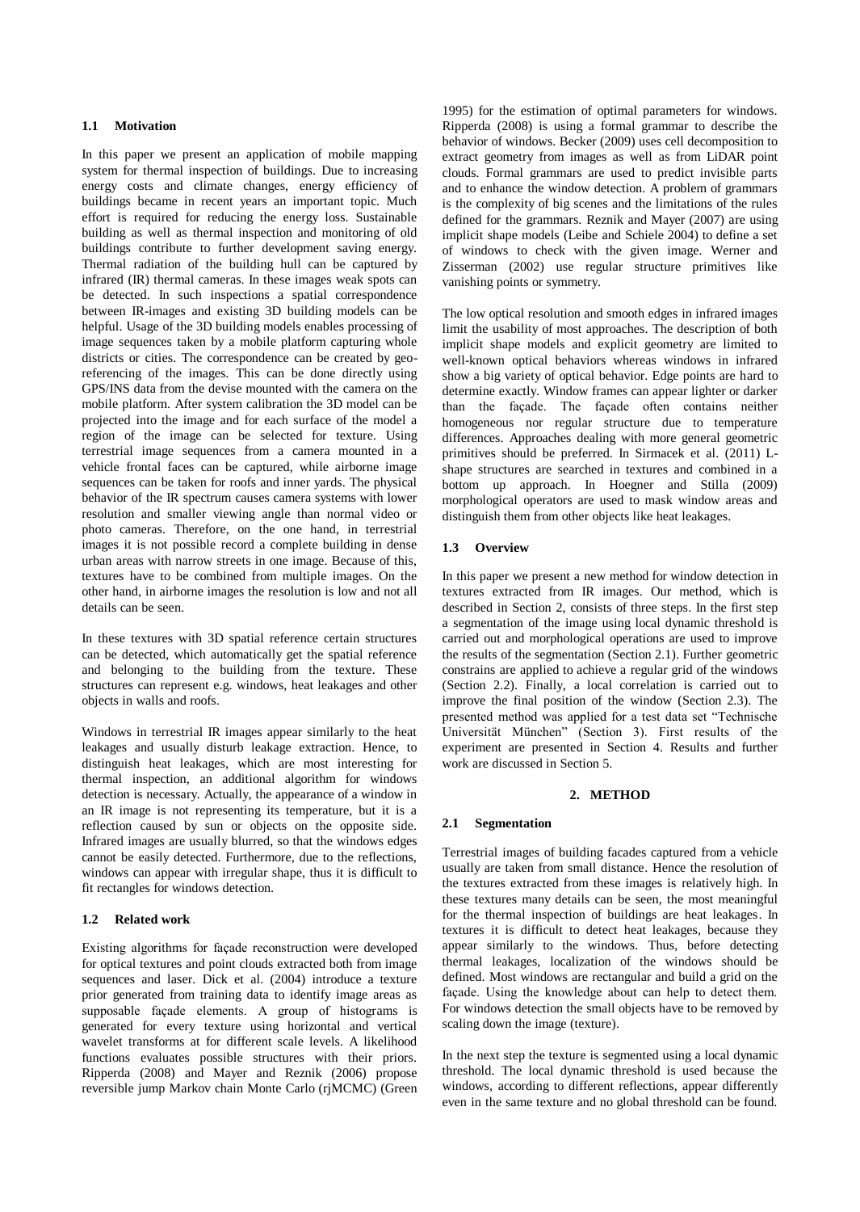### 1.1 Motivation

In this paper we present an application of mobile mapping system for thermal inspection of buildings. Due to increasing energy costs and climate changes, energy efficiency of buildings became in recent years an important topic. Much effort is required for reducing the energy loss. Sustainable building as well as thermal inspection and monitoring of old buildings contribute to further development saving energy. Thermal radiation of the building hull can be captured by infrared (IR) thermal cameras. In these images weak spots can be detected. In such inspections a spatial correspondence between IR-images and existing 3D building models can be helpful. Usage of the 3D building models enables processing of image sequences taken by a mobile platform capturing whole districts or cities. The correspondence can be created by geo-referencing of the images. This can be done directly using GPS/INS data from the devise mounted with the camera on the mobile platform. After system calibration the 3D model can be projected into the image and for each surface of the model a region of the image can be selected for texture. Using terrestrial image sequences from a camera mounted in a vehicle frontal faces can be captured, while airborne image sequences can be taken for roofs and inner yards. The physical behavior of the IR spectrum causes camera systems with lower resolution and smaller viewing angle than normal video or photo cameras. Therefore, on the one hand, in terrestrial images it is not possible record a complete building in dense urban areas with narrow streets in one image. Because of this, textures have to be combined from multiple images. On the other hand, in airborne images the resolution is low and not all details can be seen.

In these textures with 3D spatial reference certain structures can be detected, which automatically get the spatial reference and belonging to the building from the texture. These structures can represent e.g. windows, heat leakages and other objects in walls and roofs.

Windows in terrestrial IR images appear similarly to the heat leakages and usually disturb leakage extraction. Hence, to distinguish heat leakages, which are most interesting for thermal inspection, an additional algorithm for windows detection is necessary. Actually, the appearance of a window in an IR image is not representing its temperature, but it is a reflection caused by sun or objects on the opposite side. Infrared images are usually blurred, so that the windows edges cannot be easily detected. Furthermore, due to the reflections, windows can appear with irregular shape, thus it is difficult to fit rectangles for windows detection.

### 1.2 Related work

Existing algorithms for façade reconstruction were developed for optical textures and point clouds extracted both from image sequences and laser. Dick et al. (2004) introduce a texture prior generated from training data to identify image areas as supposable façade elements. A group of histograms is generated for every texture using horizontal and vertical wavelet transforms at for different scale levels. A likelihood functions evaluates possible structures with their priors. Ripperda (2008) and Mayer and Reznik (2006) propose reversible jump Markov chain Monte Carlo (rjMCMC) (Green 1995) for the estimation of optimal parameters for windows. Ripperda (2008) is using a formal grammar to describe the behavior of windows. Becker (2009) uses cell decomposition to extract geometry from images as well as from LiDAR point clouds. Formal grammars are used to predict invisible parts and to enhance the window detection. A problem of grammars is the complexity of big scenes and the limitations of the rules defined for the grammars. Reznik and Mayer (2007) are using implicit shape models (Leibe and Schiele 2004) to define a set of windows to check with the given image. Werner and Zisserman (2002) use regular structure primitives like vanishing points or symmetry.

The low optical resolution and smooth edges in infrared images limit the usability of most approaches. The description of both implicit shape models and explicit geometry are limited to well-known optical behaviors whereas windows in infrared show a big variety of optical behavior. Edge points are hard to determine exactly. Window frames can appear lighter or darker than the façade. The façade often contains neither homogeneous nor regular structure due to temperature differences. Approaches dealing with more general geometric primitives should be preferred. In Sirmacek et al. (2011) L-shape structures are searched in textures and combined in a bottom up approach. In Hoegner and Stilla (2009) morphological operators are used to mask window areas and distinguish them from other objects like heat leakages.

### 1.3 Overview

In this paper we present a new method for window detection in textures extracted from IR images. Our method, which is described in Section 2, consists of three steps. In the first step a segmentation of the image using local dynamic threshold is carried out and morphological operations are used to improve the results of the segmentation (Section 2.1). Further geometric constrains are applied to achieve a regular grid of the windows (Section 2.2). Finally, a local correlation is carried out to improve the final position of the window (Section 2.3). The presented method was applied for a test data set "Technische Universität München" (Section 3). First results of the experiment are presented in Section 4. Results and further work are discussed in Section 5.

## 2. METHOD

### 2.1 Segmentation

Terrestrial images of building facades captured from a vehicle usually are taken from small distance. Hence the resolution of the textures extracted from these images is relatively high. In these textures many details can be seen, the most meaningful for the thermal inspection of buildings are heat leakages. In textures it is difficult to detect heat leakages, because they appear similarly to the windows. Thus, before detecting thermal leakages, localization of the windows should be defined. Most windows are rectangular and build a grid on the façade. Using the knowledge about can help to detect them. For windows detection the small objects have to be removed by scaling down the image (texture).

In the next step the texture is segmented using a local dynamic threshold. The local dynamic threshold is used because the windows, according to different reflections, appear differently even in the same texture and no global threshold can be found.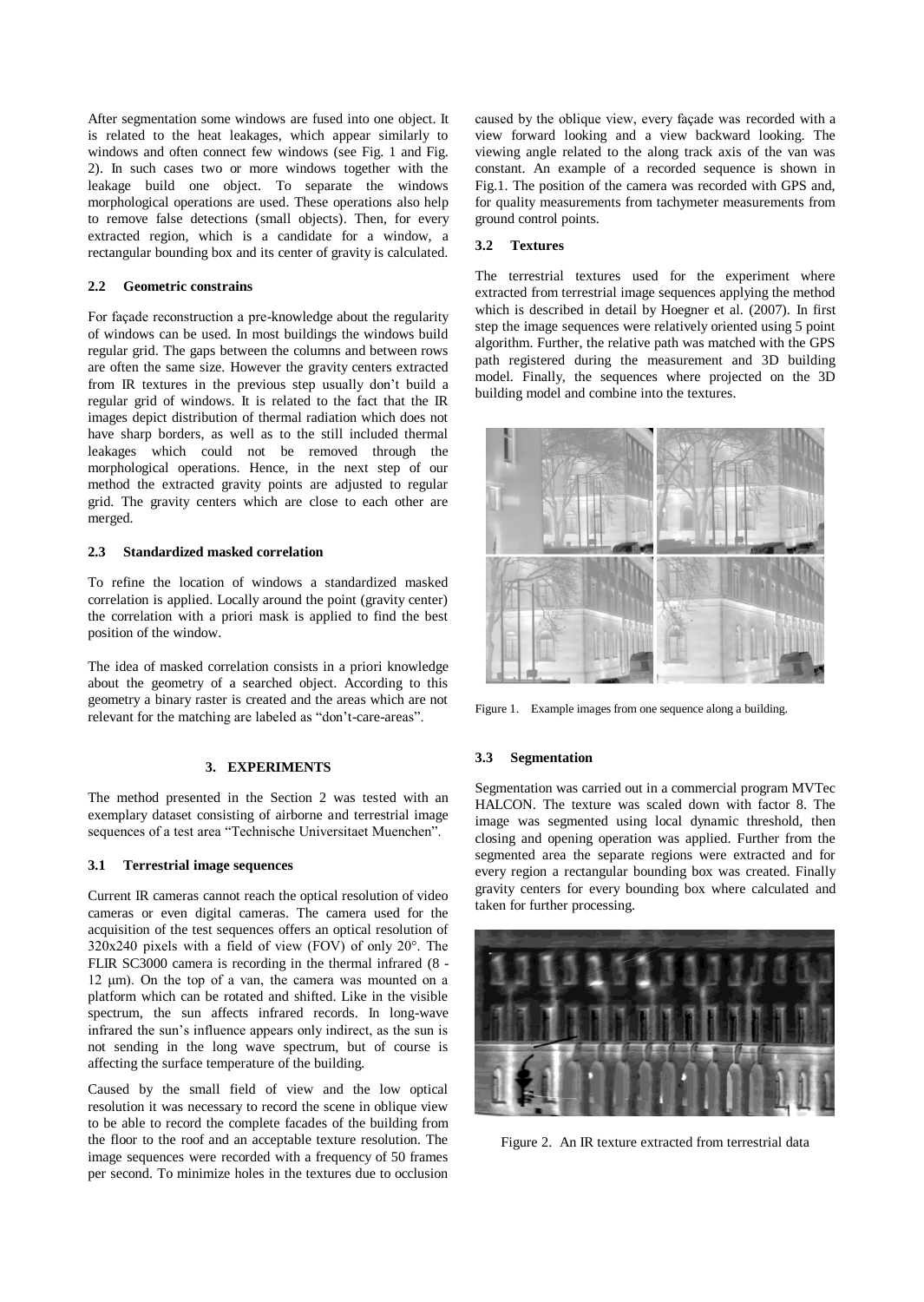After segmentation some windows are fused into one object. It is related to the heat leakages, which appear similarly to windows and often connect few windows (see Fig. 1 and Fig. 2). In such cases two or more windows together with the leakage build one object. To separate the windows morphological operations are used. These operations also help to remove false detections (small objects). Then, for every extracted region, which is a candidate for a window, a rectangular bounding box and its center of gravity is calculated.

### 2.2 Geometric constrains

For façade reconstruction a pre-knowledge about the regularity of windows can be used. In most buildings the windows build regular grid. The gaps between the columns and between rows are often the same size. However the gravity centers extracted from IR textures in the previous step usually don't build a regular grid of windows. It is related to the fact that the IR images depict distribution of thermal radiation which does not have sharp borders, as well as to the still included thermal leakages which could not be removed through the morphological operations. Hence, in the next step of our method the extracted gravity points are adjusted to regular grid. The gravity centers which are close to each other are merged.

### 2.3 Standardized masked correlation

To refine the location of windows a standardized masked correlation is applied. Locally around the point (gravity center) the correlation with a priori mask is applied to find the best position of the window.

The idea of masked correlation consists in a priori knowledge about the geometry of a searched object. According to this geometry a binary raster is created and the areas which are not relevant for the matching are labeled as "don't-care-areas".

## 3. EXPERIMENTS

The method presented in the Section 2 was tested with an exemplary dataset consisting of airborne and terrestrial image sequences of a test area "Technische Universitaet Muenchen".

### 3.1 Terrestrial image sequences

Current IR cameras cannot reach the optical resolution of video cameras or even digital cameras. The camera used for the acquisition of the test sequences offers an optical resolution of 320x240 pixels with a field of view (FOV) of only 20°. The FLIR SC3000 camera is recording in the thermal infrared (8 - 12 μm). On the top of a van, the camera was mounted on a platform which can be rotated and shifted. Like in the visible spectrum, the sun affects infrared records. In long-wave infrared the sun's influence appears only indirect, as the sun is not sending in the long wave spectrum, but of course is affecting the surface temperature of the building.

Caused by the small field of view and the low optical resolution it was necessary to record the scene in oblique view to be able to record the complete facades of the building from the floor to the roof and an acceptable texture resolution. The image sequences were recorded with a frequency of 50 frames per second. To minimize holes in the textures due to occlusion caused by the oblique view, every façade was recorded with a view forward looking and a view backward looking. The viewing angle related to the along track axis of the van was constant. An example of a recorded sequence is shown in Fig.1. The position of the camera was recorded with GPS and, for quality measurements from tachymeter measurements from ground control points.

### 3.2 Textures

The terrestrial textures used for the experiment where extracted from terrestrial image sequences applying the method which is described in detail by Hoegner et al. (2007). In first step the image sequences were relatively oriented using 5 point algorithm. Further, the relative path was matched with the GPS path registered during the measurement and 3D building model. Finally, the sequences where projected on the 3D building model and combine into the textures.

Figure 1. Example images from one sequence along a building.

### 3.3 Segmentation

Segmentation was carried out in a commercial program MVTec HALCON. The texture was scaled down with factor 8. The image was segmented using local dynamic threshold, then closing and opening operation was applied. Further from the segmented area the separate regions were extracted and for every region a rectangular bounding box was created. Finally gravity centers for every bounding box where calculated and taken for further processing.

Figure 2. An IR texture extracted from terrestrial data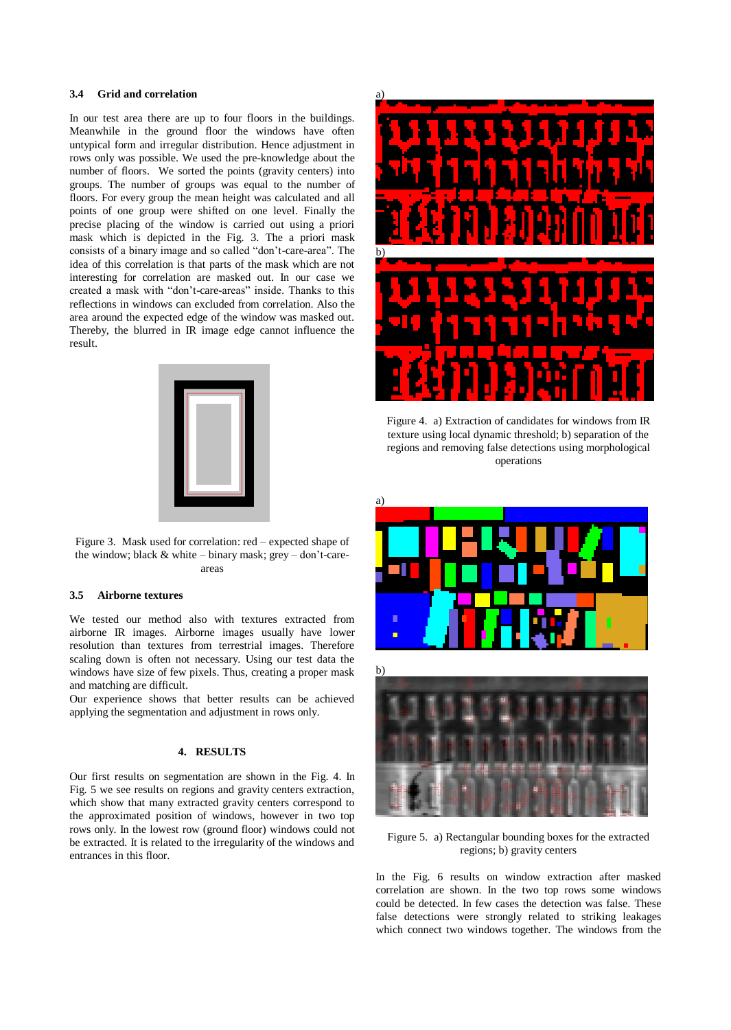### 3.4 Grid and correlation

In our test area there are up to four floors in the buildings. Meanwhile in the ground floor the windows have often untypical form and irregular distribution. Hence adjustment in rows only was possible. We used the pre-knowledge about the number of floors. We sorted the points (gravity centers) into groups. The number of groups was equal to the number of floors. For every group the mean height was calculated and all points of one group were shifted on one level. Finally the precise placing of the window is carried out using a priori mask which is depicted in the Fig. 3. The a priori mask consists of a binary image and so called "don't-care-area". The idea of this correlation is that parts of the mask which are not interesting for correlation are masked out. In our case we created a mask with "don't-care-areas" inside. Thanks to this reflections in windows can excluded from correlation. Also the area around the expected edge of the window was masked out. Thereby, the blurred in IR image edge cannot influence the result.

Figure 3. Mask used for correlation: red – expected shape of the window; black & white – binary mask; grey – don't-care-areas

### 3.5 Airborne textures

We tested our method also with textures extracted from airborne IR images. Airborne images usually have lower resolution than textures from terrestrial images. Therefore scaling down is often not necessary. Using our test data the windows have size of few pixels. Thus, creating a proper mask and matching are difficult.

Our experience shows that better results can be achieved applying the segmentation and adjustment in rows only.

## 4. RESULTS

Our first results on segmentation are shown in the Fig. 4. In Fig. 5 we see results on regions and gravity centers extraction, which show that many extracted gravity centers correspond to the approximated position of windows, however in two top rows only. In the lowest row (ground floor) windows could not be extracted. It is related to the irregularity of the windows and entrances in this floor.

Figure 4. a) Extraction of candidates for windows from IR texture using local dynamic threshold; b) separation of the regions and removing false detections using morphological operations

Figure 5. a) Rectangular bounding boxes for the extracted regions; b) gravity centers

In the Fig. 6 results on window extraction after masked correlation are shown. In the two top rows some windows could be detected. In few cases the detection was false. These false detections were strongly related to striking leakages which connect two windows together. The windows from the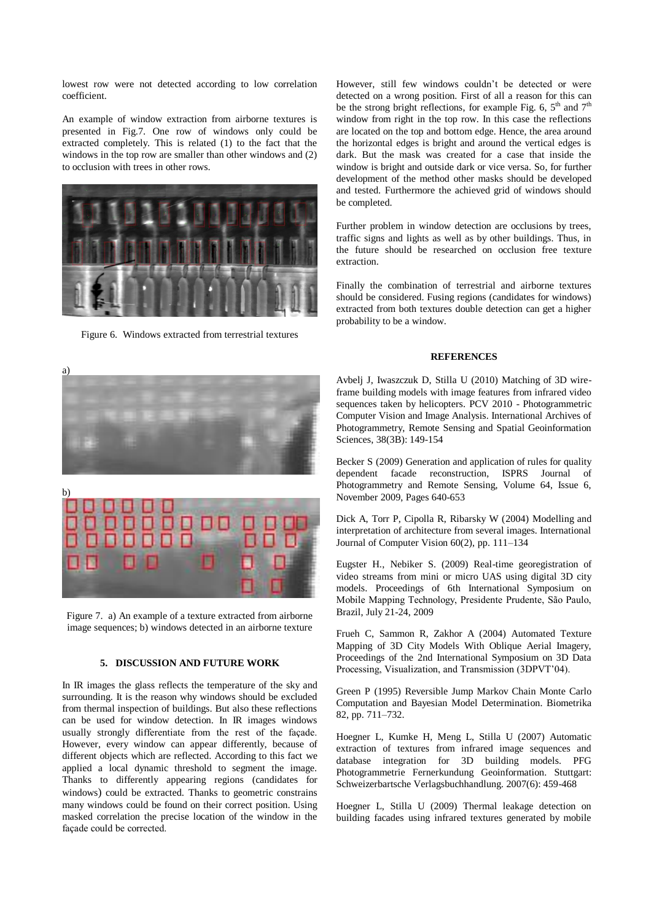lowest row were not detected according to low correlation coefficient.

An example of window extraction from airborne textures is presented in Fig.7. One row of windows only could be extracted completely. This is related (1) to the fact that the windows in the top row are smaller than other windows and (2) to occlusion with trees in other rows.

Figure 6. Windows extracted from terrestrial textures

a)

b)

Figure 7. a) An example of a texture extracted from airborne image sequences; b) windows detected in an airborne texture

## 5. DISCUSSION AND FUTURE WORK

In IR images the glass reflects the temperature of the sky and surrounding. It is the reason why windows should be excluded from thermal inspection of buildings. But also these reflections can be used for window detection. In IR images windows usually strongly differentiate from the rest of the façade. However, every window can appear differently, because of different objects which are reflected. According to this fact we applied a local dynamic threshold to segment the image. Thanks to differently appearing regions (candidates for windows) could be extracted. Thanks to geometric constrains many windows could be found on their correct position. Using masked correlation the precise location of the window in the façade could be corrected.

However, still few windows couldn't be detected or were detected on a wrong position. First of all a reason for this can be the strong bright reflections, for example Fig. 6, 5[th] and 7[th] window from right in the top row. In this case the reflections are located on the top and bottom edge. Hence, the area around the horizontal edges is bright and around the vertical edges is dark. But the mask was created for a case that inside the window is bright and outside dark or vice versa. So, for further development of the method other masks should be developed and tested. Furthermore the achieved grid of windows should be completed.

Further problem in window detection are occlusions by trees, traffic signs and lights as well as by other buildings. Thus, in the future should be researched on occlusion free texture extraction.

Finally the combination of terrestrial and airborne textures should be considered. Fusing regions (candidates for windows) extracted from both textures double detection can get a higher probability to be a window.

## REFERENCES

Avbelj J, Iwaszczuk D, Stilla U (2010) Matching of 3D wire-frame building models with image features from infrared video sequences taken by helicopters. PCV 2010 - Photogrammetric Computer Vision and Image Analysis. International Archives of Photogrammetry, Remote Sensing and Spatial Geoinformation Sciences, 38(3B): 149-154

Becker S (2009) Generation and application of rules for quality dependent facade reconstruction, ISPRS Journal of Photogrammetry and Remote Sensing, Volume 64, Issue 6, November 2009, Pages 640-653

Dick A, Torr P, Cipolla R, Ribarsky W (2004) Modelling and interpretation of architecture from several images. International Journal of Computer Vision 60(2), pp. 111–134

Eugster H., Nebiker S. (2009) Real-time georegistration of video streams from mini or micro UAS using digital 3D city models. Proceedings of 6th International Symposium on Mobile Mapping Technology, Presidente Prudente, São Paulo, Brazil, July 21-24, 2009

Frueh C, Sammon R, Zakhor A (2004) Automated Texture Mapping of 3D City Models With Oblique Aerial Imagery, Proceedings of the 2nd International Symposium on 3D Data Processing, Visualization, and Transmission (3DPVT'04).

Green P (1995) Reversible Jump Markov Chain Monte Carlo Computation and Bayesian Model Determination. Biometrika 82, pp. 711–732.

Hoegner L, Kumke H, Meng L, Stilla U (2007) Automatic extraction of textures from infrared image sequences and database integration for 3D building models. PFG Photogrammetrie Fernerkundung Geoinformation. Stuttgart: Schweizerbartsche Verlagsbuchhandlung. 2007(6): 459-468

Hoegner L, Stilla U (2009) Thermal leakage detection on building facades using infrared textures generated by mobile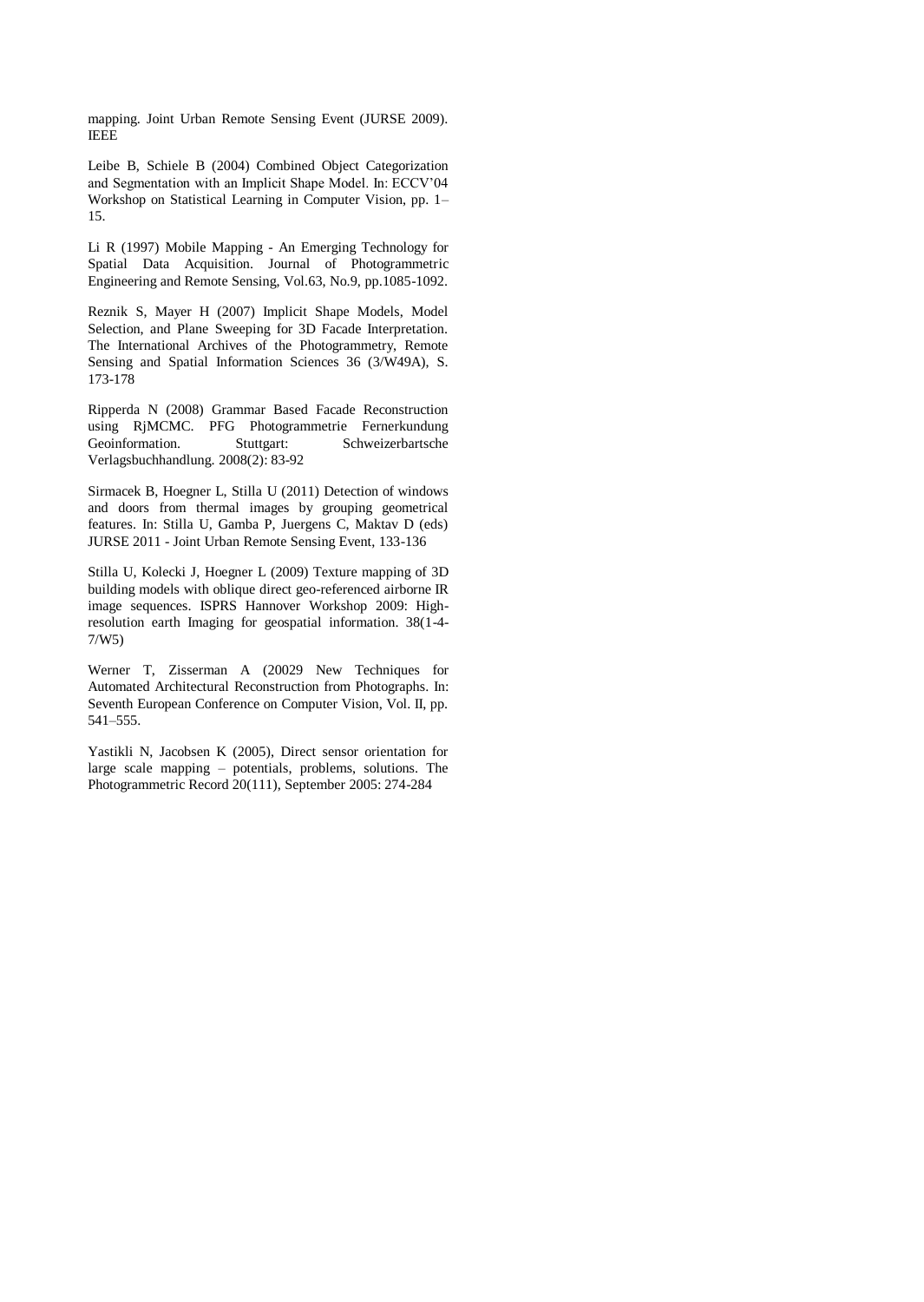mapping. Joint Urban Remote Sensing Event (JURSE 2009). IEEE

Leibe B, Schiele B (2004) Combined Object Categorization and Segmentation with an Implicit Shape Model. In: ECCV'04 Workshop on Statistical Learning in Computer Vision, pp. 1–15.

Li R (1997) Mobile Mapping - An Emerging Technology for Spatial Data Acquisition. Journal of Photogrammetric Engineering and Remote Sensing, Vol.63, No.9, pp.1085-1092.

Reznik S, Mayer H (2007) Implicit Shape Models, Model Selection, and Plane Sweeping for 3D Facade Interpretation. The International Archives of the Photogrammetry, Remote Sensing and Spatial Information Sciences 36 (3/W49A), S. 173-178

Ripperda N (2008) Grammar Based Facade Reconstruction using RjMCMC. PFG Photogrammetrie Fernerkundung Geoinformation. Stuttgart: Schweizerbartsche Verlagsbuchhandlung. 2008(2): 83-92

Sirmacek B, Hoegner L, Stilla U (2011) Detection of windows and doors from thermal images by grouping geometrical features. In: Stilla U, Gamba P, Juergens C, Maktav D (eds) JURSE 2011 - Joint Urban Remote Sensing Event, 133-136

Stilla U, Kolecki J, Hoegner L (2009) Texture mapping of 3D building models with oblique direct geo-referenced airborne IR image sequences. ISPRS Hannover Workshop 2009: High-resolution earth Imaging for geospatial information. 38(1-4-7/W5)

Werner T, Zisserman A (20029 New Techniques for Automated Architectural Reconstruction from Photographs. In: Seventh European Conference on Computer Vision, Vol. II, pp. 541–555.

Yastikli N, Jacobsen K (2005), Direct sensor orientation for large scale mapping – potentials, problems, solutions. The Photogrammetric Record 20(111), September 2005: 274-284